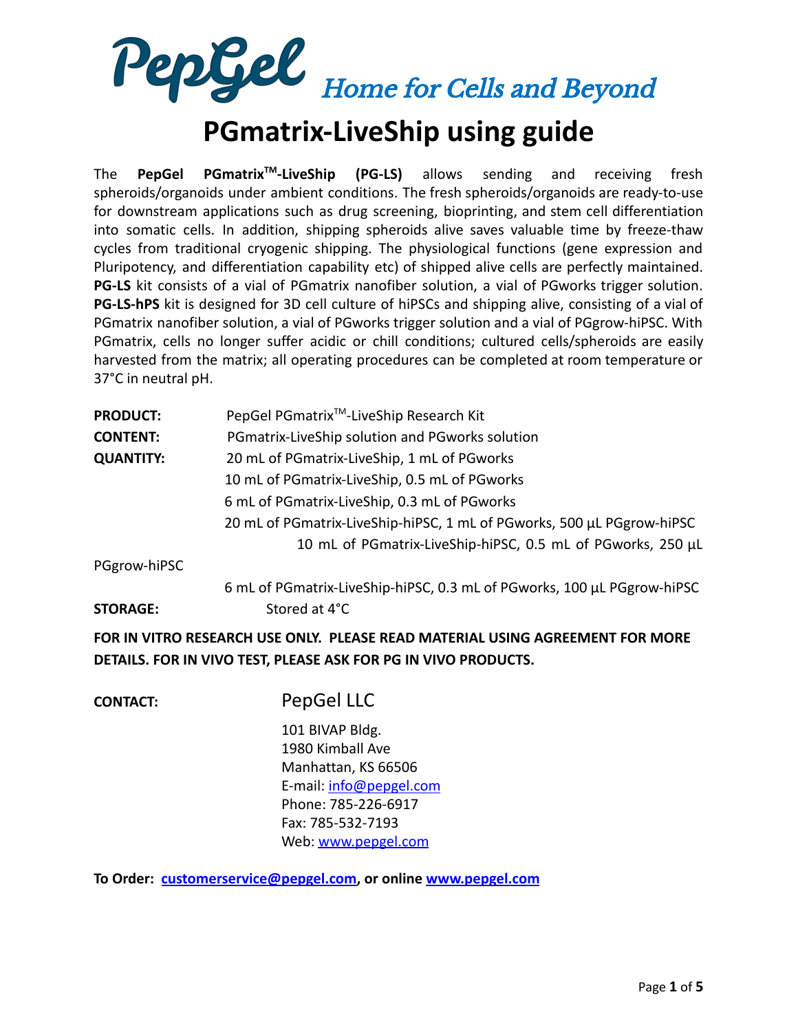PepGel *Home for Cells and Beyond*

# PGmatrix-LiveShip using guide

The **PepGel PGmatrix™-LiveShip (PG-LS)** allows sending and receiving fresh spheroids/organoids under ambient conditions. The fresh spheroids/organoids are ready-to-use for downstream applications such as drug screening, bioprinting, and stem cell differentiation into somatic cells. In addition, shipping spheroids alive saves valuable time by freeze-thaw cycles from traditional cryogenic shipping. The physiological functions (gene expression and Pluripotency, and differentiation capability etc) of shipped alive cells are perfectly maintained. **PG-LS** kit consists of a vial of PGmatrix nanofiber solution, a vial of PGworks trigger solution. **PG-LS-hPS** kit is designed for 3D cell culture of hiPSCs and shipping alive, consisting of a vial of PGmatrix nanofiber solution, a vial of PGworks trigger solution and a vial of PGgrow-hiPSC. With PGmatrix, cells no longer suffer acidic or chill conditions; cultured cells/spheroids are easily harvested from the matrix; all operating procedures can be completed at room temperature or 37°C in neutral pH.

**PRODUCT:** PepGel PGmatrix™-LiveShip Research Kit

**CONTENT:** PGmatrix-LiveShip solution and PGworks solution

**QUANTITY:**
- 20 mL of PGmatrix-LiveShip, 1 mL of PGworks
- 10 mL of PGmatrix-LiveShip, 0.5 mL of PGworks
- 6 mL of PGmatrix-LiveShip, 0.3 mL of PGworks
- 20 mL of PGmatrix-LiveShip-hiPSC, 1 mL of PGworks, 500 µL PGgrow-hiPSC
- 10 mL of PGmatrix-LiveShip-hiPSC, 0.5 mL of PGworks, 250 µL PGgrow-hiPSC
- 6 mL of PGmatrix-LiveShip-hiPSC, 0.3 mL of PGworks, 100 µL PGgrow-hiPSC

**STORAGE:** Stored at 4°C

**FOR IN VITRO RESEARCH USE ONLY. PLEASE READ MATERIAL USING AGREEMENT FOR MORE DETAILS. FOR IN VIVO TEST, PLEASE ASK FOR PG IN VIVO PRODUCTS.**

**CONTACT:**

PepGel LLC
101 BIVAP Bldg.
1980 Kimball Ave
Manhattan, KS 66506
E-mail: info@pepgel.com
Phone: 785-226-6917
Fax: 785-532-7193
Web: www.pepgel.com

**To Order: customerservice@pepgel.com, or online www.pepgel.com**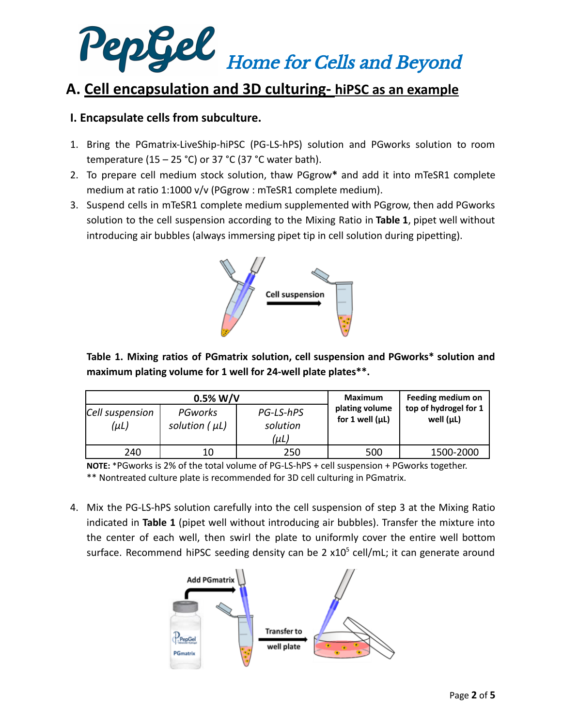# PepGel *Home for Cells and Beyond*

## A. Cell encapsulation and 3D culturing- hiPSC as an example

### I. Encapsulate cells from subculture.

1. Bring the PGmatrix-LiveShip-hiPSC (PG-LS-hPS) solution and PGworks solution to room temperature (15 – 25 °C) or 37 °C (37 °C water bath).
2. To prepare cell medium stock solution, thaw PGgrow* and add it into mTeSR1 complete medium at ratio 1:1000 v/v (PGgrow : mTeSR1 complete medium).
3. Suspend cells in mTeSR1 complete medium supplemented with PGgrow, then add PGworks solution to the cell suspension according to the Mixing Ratio in **Table 1**, pipet well without introducing air bubbles (always immersing pipet tip in cell solution during pipetting).

Cell suspension

**Table 1. Mixing ratios of PGmatrix solution, cell suspension and PGworks* solution and maximum plating volume for 1 well for 24-well plate plates**.**

| 0.5% W/V | | | Maximum plating volume for 1 well (μL) | Feeding medium on top of hydrogel for 1 well (μL) |
|---|---|---|---|---|
| *Cell suspension (μL)* | *PGworks solution ( μL)* | *PG-LS-hPS solution (μL)* | | |
| 240 | 10 | 250 | 500 | 1500-2000 |

**NOTE:** *PGworks is 2% of the total volume of PG-LS-hPS + cell suspension + PGworks together.
** Nontreated culture plate is recommended for 3D cell culturing in PGmatrix.

4. Mix the PG-LS-hPS solution carefully into the cell suspension of step 3 at the Mixing Ratio indicated in **Table 1** (pipet well without introducing air bubbles). Transfer the mixture into the center of each well, then swirl the plate to uniformly cover the entire well bottom surface. Recommend hiPSC seeding density can be 2 x$10^5$ cell/mL; it can generate around

Add PGmatrix

Transfer to well plate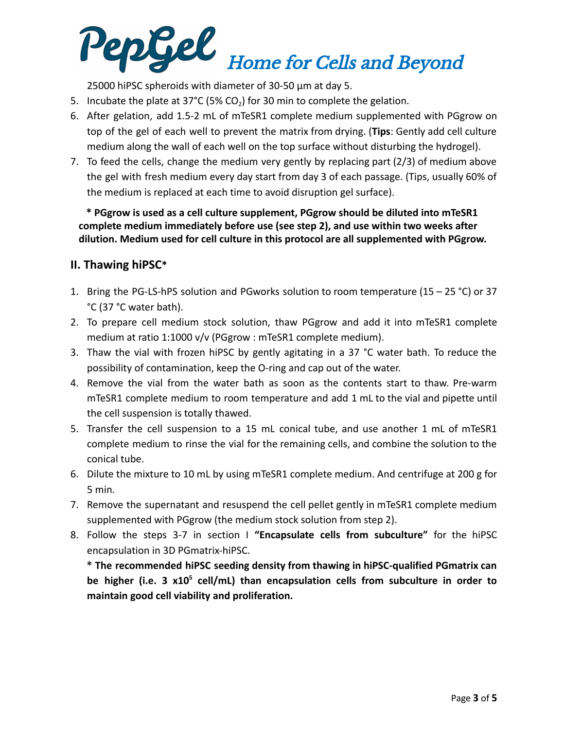25000 hiPSC spheroids with diameter of 30-50 µm at day 5.

5. Incubate the plate at 37°C (5% $CO_2$) for 30 min to complete the gelation.
6. After gelation, add 1.5-2 mL of mTeSR1 complete medium supplemented with PGgrow on top of the gel of each well to prevent the matrix from drying. (**Tips**: Gently add cell culture medium along the wall of each well on the top surface without disturbing the hydrogel).
7. To feed the cells, change the medium very gently by replacing part (2/3) of medium above the gel with fresh medium every day start from day 3 of each passage. (Tips, usually 60% of the medium is replaced at each time to avoid disruption gel surface).

**\* PGgrow is used as a cell culture supplement, PGgrow should be diluted into mTeSR1 complete medium immediately before use (see step 2), and use within two weeks after dilution. Medium used for cell culture in this protocol are all supplemented with PGgrow.**

## II. Thawing hiPSC*

1. Bring the PG-LS-hPS solution and PGworks solution to room temperature (15 – 25 °C) or 37 °C (37 °C water bath).
2. To prepare cell medium stock solution, thaw PGgrow and add it into mTeSR1 complete medium at ratio 1:1000 v/v (PGgrow : mTeSR1 complete medium).
3. Thaw the vial with frozen hiPSC by gently agitating in a 37 °C water bath. To reduce the possibility of contamination, keep the O-ring and cap out of the water.
4. Remove the vial from the water bath as soon as the contents start to thaw. Pre-warm mTeSR1 complete medium to room temperature and add 1 mL to the vial and pipette until the cell suspension is totally thawed.
5. Transfer the cell suspension to a 15 mL conical tube, and use another 1 mL of mTeSR1 complete medium to rinse the vial for the remaining cells, and combine the solution to the conical tube.
6. Dilute the mixture to 10 mL by using mTeSR1 complete medium. And centrifuge at 200 g for 5 min.
7. Remove the supernatant and resuspend the cell pellet gently in mTeSR1 complete medium supplemented with PGgrow (the medium stock solution from step 2).
8. Follow the steps 3-7 in section I **"Encapsulate cells from subculture"** for the hiPSC encapsulation in 3D PGmatrix-hiPSC.

   **\* The recommended hiPSC seeding density from thawing in hiPSC-qualified PGmatrix can be higher (i.e. 3 x$10^5$ cell/mL) than encapsulation cells from subculture in order to maintain good cell viability and proliferation.**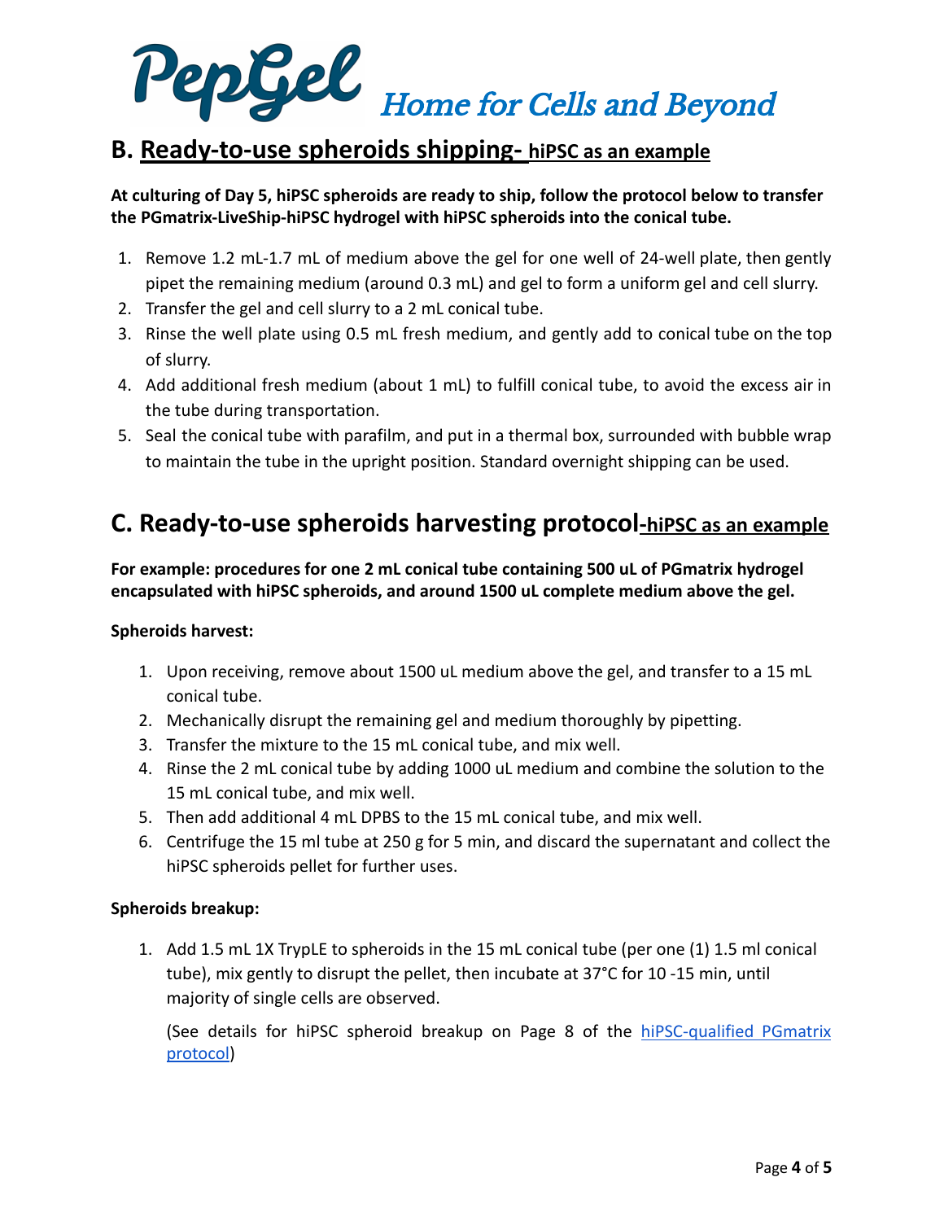## B. Ready-to-use spheroids shipping- hiPSC as an example

**At culturing of Day 5, hiPSC spheroids are ready to ship, follow the protocol below to transfer the PGmatrix-LiveShip-hiPSC hydrogel with hiPSC spheroids into the conical tube.**

1. Remove 1.2 mL-1.7 mL of medium above the gel for one well of 24-well plate, then gently pipet the remaining medium (around 0.3 mL) and gel to form a uniform gel and cell slurry.
2. Transfer the gel and cell slurry to a 2 mL conical tube.
3. Rinse the well plate using 0.5 mL fresh medium, and gently add to conical tube on the top of slurry.
4. Add additional fresh medium (about 1 mL) to fulfill conical tube, to avoid the excess air in the tube during transportation.
5. Seal the conical tube with parafilm, and put in a thermal box, surrounded with bubble wrap to maintain the tube in the upright position. Standard overnight shipping can be used.

## C. Ready-to-use spheroids harvesting protocol-hiPSC as an example

**For example: procedures for one 2 mL conical tube containing 500 uL of PGmatrix hydrogel encapsulated with hiPSC spheroids, and around 1500 uL complete medium above the gel.**

**Spheroids harvest:**

1. Upon receiving, remove about 1500 uL medium above the gel, and transfer to a 15 mL conical tube.
2. Mechanically disrupt the remaining gel and medium thoroughly by pipetting.
3. Transfer the mixture to the 15 mL conical tube, and mix well.
4. Rinse the 2 mL conical tube by adding 1000 uL medium and combine the solution to the 15 mL conical tube, and mix well.
5. Then add additional 4 mL DPBS to the 15 mL conical tube, and mix well.
6. Centrifuge the 15 ml tube at 250 g for 5 min, and discard the supernatant and collect the hiPSC spheroids pellet for further uses.

**Spheroids breakup:**

1. Add 1.5 mL 1X TrypLE to spheroids in the 15 mL conical tube (per one (1) 1.5 ml conical tube), mix gently to disrupt the pellet, then incubate at 37°C for 10 -15 min, until majority of single cells are observed.

   (See details for hiPSC spheroid breakup on Page 8 of the hiPSC-qualified PGmatrix protocol)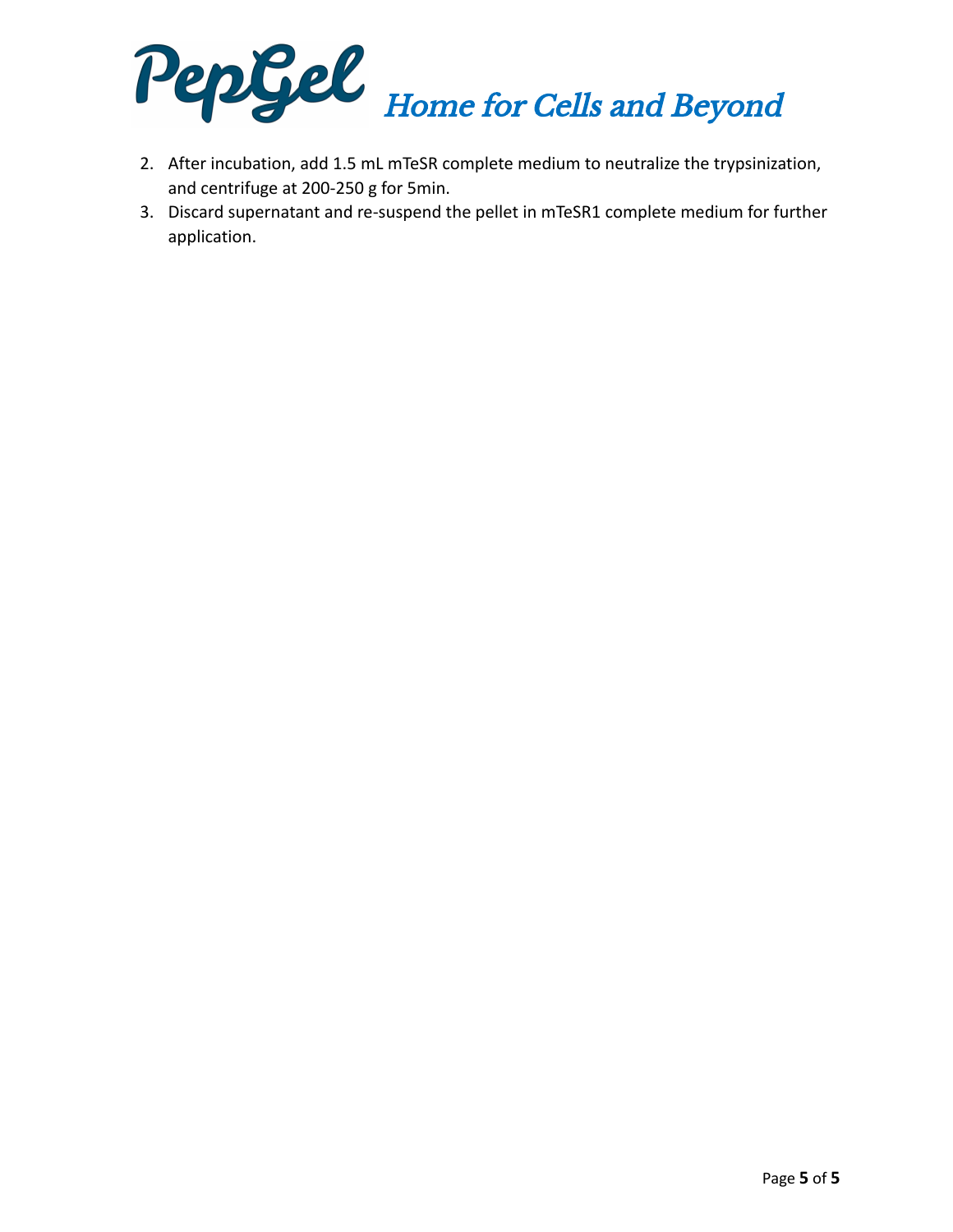2. After incubation, add 1.5 mL mTeSR complete medium to neutralize the trypsinization, and centrifuge at 200-250 g for 5min.
3. Discard supernatant and re-suspend the pellet in mTeSR1 complete medium for further application.